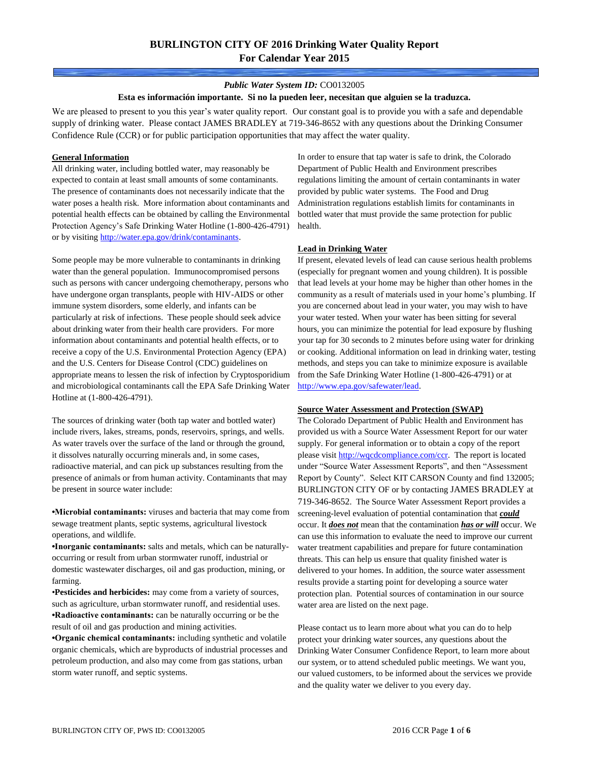# BURLINGTON CITY OF 2016 Drinking Water Quality Report
## For Calendar Year 2015

***Public Water System ID:*** CO0132005

**Esta es información importante. Si no la pueden leer, necesitan que alguien se la traduzca.**

We are pleased to present to you this year's water quality report. Our constant goal is to provide you with a safe and dependable supply of drinking water. Please contact JAMES BRADLEY at 719-346-8652 with any questions about the Drinking Consumer Confidence Rule (CCR) or for public participation opportunities that may affect the water quality.

### General Information

All drinking water, including bottled water, may reasonably be expected to contain at least small amounts of some contaminants. The presence of contaminants does not necessarily indicate that the water poses a health risk. More information about contaminants and potential health effects can be obtained by calling the Environmental Protection Agency's Safe Drinking Water Hotline (1-800-426-4791) or by visiting http://water.epa.gov/drink/contaminants.

Some people may be more vulnerable to contaminants in drinking water than the general population. Immunocompromised persons such as persons with cancer undergoing chemotherapy, persons who have undergone organ transplants, people with HIV-AIDS or other immune system disorders, some elderly, and infants can be particularly at risk of infections. These people should seek advice about drinking water from their health care providers. For more information about contaminants and potential health effects, or to receive a copy of the U.S. Environmental Protection Agency (EPA) and the U.S. Centers for Disease Control (CDC) guidelines on appropriate means to lessen the risk of infection by Cryptosporidium and microbiological contaminants call the EPA Safe Drinking Water Hotline at (1-800-426-4791).

The sources of drinking water (both tap water and bottled water) include rivers, lakes, streams, ponds, reservoirs, springs, and wells. As water travels over the surface of the land or through the ground, it dissolves naturally occurring minerals and, in some cases, radioactive material, and can pick up substances resulting from the presence of animals or from human activity. Contaminants that may be present in source water include:

- **Microbial contaminants:** viruses and bacteria that may come from sewage treatment plants, septic systems, agricultural livestock operations, and wildlife.
- **Inorganic contaminants:** salts and metals, which can be naturally-occurring or result from urban stormwater runoff, industrial or domestic wastewater discharges, oil and gas production, mining, or farming.
- **Pesticides and herbicides:** may come from a variety of sources, such as agriculture, urban stormwater runoff, and residential uses.
- **Radioactive contaminants:** can be naturally occurring or be the result of oil and gas production and mining activities.
- **Organic chemical contaminants:** including synthetic and volatile organic chemicals, which are byproducts of industrial processes and petroleum production, and also may come from gas stations, urban storm water runoff, and septic systems.

In order to ensure that tap water is safe to drink, the Colorado Department of Public Health and Environment prescribes regulations limiting the amount of certain contaminants in water provided by public water systems. The Food and Drug Administration regulations establish limits for contaminants in bottled water that must provide the same protection for public health.

### Lead in Drinking Water

If present, elevated levels of lead can cause serious health problems (especially for pregnant women and young children). It is possible that lead levels at your home may be higher than other homes in the community as a result of materials used in your home's plumbing. If you are concerned about lead in your water, you may wish to have your water tested. When your water has been sitting for several hours, you can minimize the potential for lead exposure by flushing your tap for 30 seconds to 2 minutes before using water for drinking or cooking. Additional information on lead in drinking water, testing methods, and steps you can take to minimize exposure is available from the Safe Drinking Water Hotline (1-800-426-4791) or at http://www.epa.gov/safewater/lead.

### Source Water Assessment and Protection (SWAP)

The Colorado Department of Public Health and Environment has provided us with a Source Water Assessment Report for our water supply. For general information or to obtain a copy of the report please visit http://wqcdcompliance.com/ccr. The report is located under "Source Water Assessment Reports", and then "Assessment Report by County". Select KIT CARSON County and find 132005; BURLINGTON CITY OF or by contacting JAMES BRADLEY at 719-346-8652. The Source Water Assessment Report provides a screening-level evaluation of potential contamination that ***could*** occur. It ***does not*** mean that the contamination ***has or will*** occur. We can use this information to evaluate the need to improve our current water treatment capabilities and prepare for future contamination threats. This can help us ensure that quality finished water is delivered to your homes. In addition, the source water assessment results provide a starting point for developing a source water protection plan. Potential sources of contamination in our source water area are listed on the next page.

Please contact us to learn more about what you can do to help protect your drinking water sources, any questions about the Drinking Water Consumer Confidence Report, to learn more about our system, or to attend scheduled public meetings. We want you, our valued customers, to be informed about the services we provide and the quality water we deliver to you every day.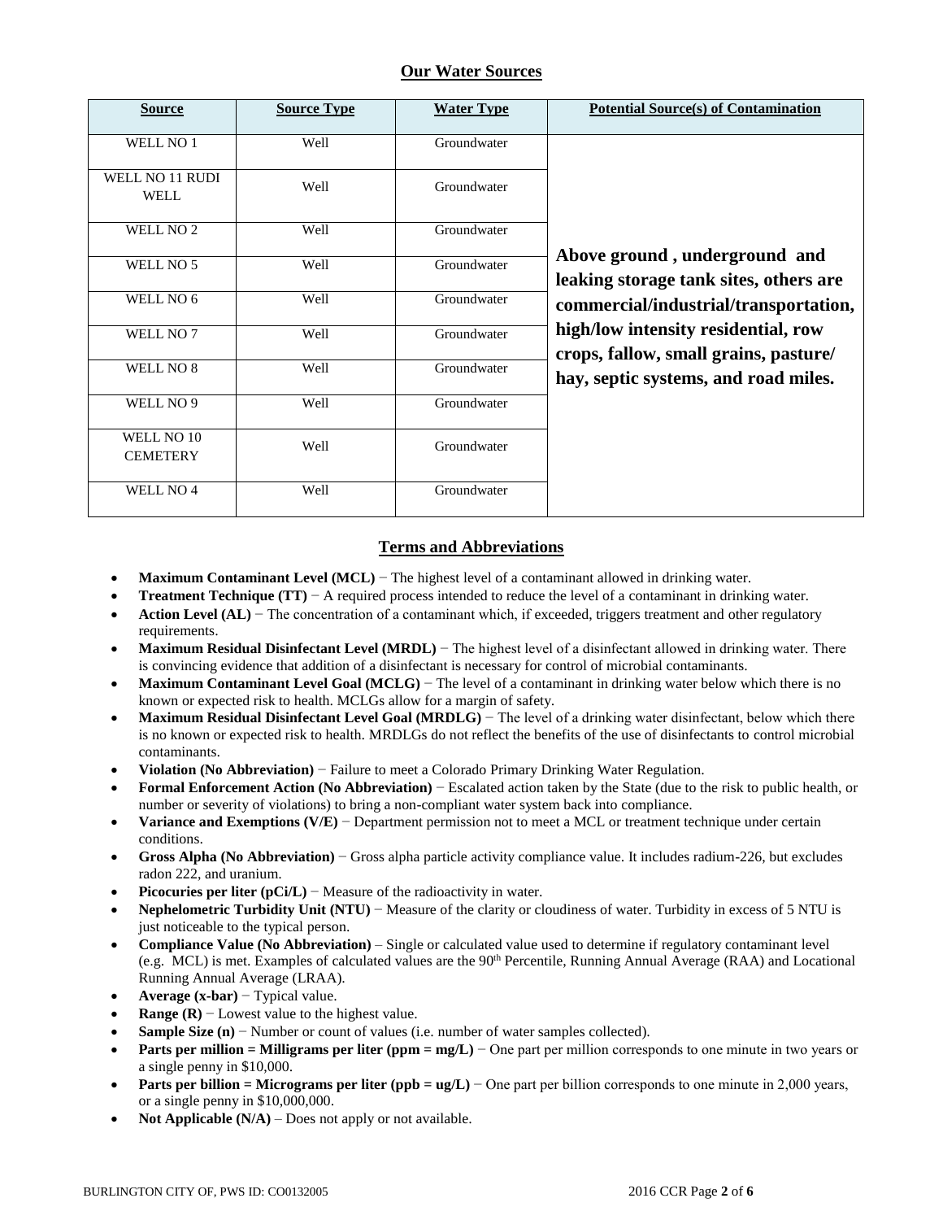## Our Water Sources

| Source | Source Type | Water Type | Potential Source(s) of Contamination |
|---|---|---|---|
| WELL NO 1 | Well | Groundwater | **Above ground , underground and leaking storage tank sites, others are commercial/industrial/transportation, high/low intensity residential, row crops, fallow, small grains, pasture/ hay, septic systems, and road miles.** |
| WELL NO 11 RUDI WELL | Well | Groundwater | |
| WELL NO 2 | Well | Groundwater | |
| WELL NO 5 | Well | Groundwater | |
| WELL NO 6 | Well | Groundwater | |
| WELL NO 7 | Well | Groundwater | |
| WELL NO 8 | Well | Groundwater | |
| WELL NO 9 | Well | Groundwater | |
| WELL NO 10 CEMETERY | Well | Groundwater | |
| WELL NO 4 | Well | Groundwater | |

## Terms and Abbreviations

- **Maximum Contaminant Level (MCL)** − The highest level of a contaminant allowed in drinking water.
- **Treatment Technique (TT)** − A required process intended to reduce the level of a contaminant in drinking water.
- **Action Level (AL)** − The concentration of a contaminant which, if exceeded, triggers treatment and other regulatory requirements.
- **Maximum Residual Disinfectant Level (MRDL)** − The highest level of a disinfectant allowed in drinking water. There is convincing evidence that addition of a disinfectant is necessary for control of microbial contaminants.
- **Maximum Contaminant Level Goal (MCLG)** − The level of a contaminant in drinking water below which there is no known or expected risk to health. MCLGs allow for a margin of safety.
- **Maximum Residual Disinfectant Level Goal (MRDLG)** − The level of a drinking water disinfectant, below which there is no known or expected risk to health. MRDLGs do not reflect the benefits of the use of disinfectants to control microbial contaminants.
- **Violation (No Abbreviation)** − Failure to meet a Colorado Primary Drinking Water Regulation.
- **Formal Enforcement Action (No Abbreviation)** − Escalated action taken by the State (due to the risk to public health, or number or severity of violations) to bring a non-compliant water system back into compliance.
- **Variance and Exemptions (V/E)** − Department permission not to meet a MCL or treatment technique under certain conditions.
- **Gross Alpha (No Abbreviation)** − Gross alpha particle activity compliance value. It includes radium-226, but excludes radon 222, and uranium.
- **Picocuries per liter (pCi/L)** − Measure of the radioactivity in water.
- **Nephelometric Turbidity Unit (NTU)** − Measure of the clarity or cloudiness of water. Turbidity in excess of 5 NTU is just noticeable to the typical person.
- **Compliance Value (No Abbreviation)** – Single or calculated value used to determine if regulatory contaminant level (e.g. MCL) is met. Examples of calculated values are the 90th Percentile, Running Annual Average (RAA) and Locational Running Annual Average (LRAA).
- **Average (x-bar)** − Typical value.
- **Range (R)** − Lowest value to the highest value.
- **Sample Size (n)** − Number or count of values (i.e. number of water samples collected).
- **Parts per million = Milligrams per liter (ppm = mg/L)** − One part per million corresponds to one minute in two years or a single penny in $10,000.
- **Parts per billion = Micrograms per liter (ppb = ug/L)** − One part per billion corresponds to one minute in 2,000 years, or a single penny in $10,000,000.
- **Not Applicable (N/A)** – Does not apply or not available.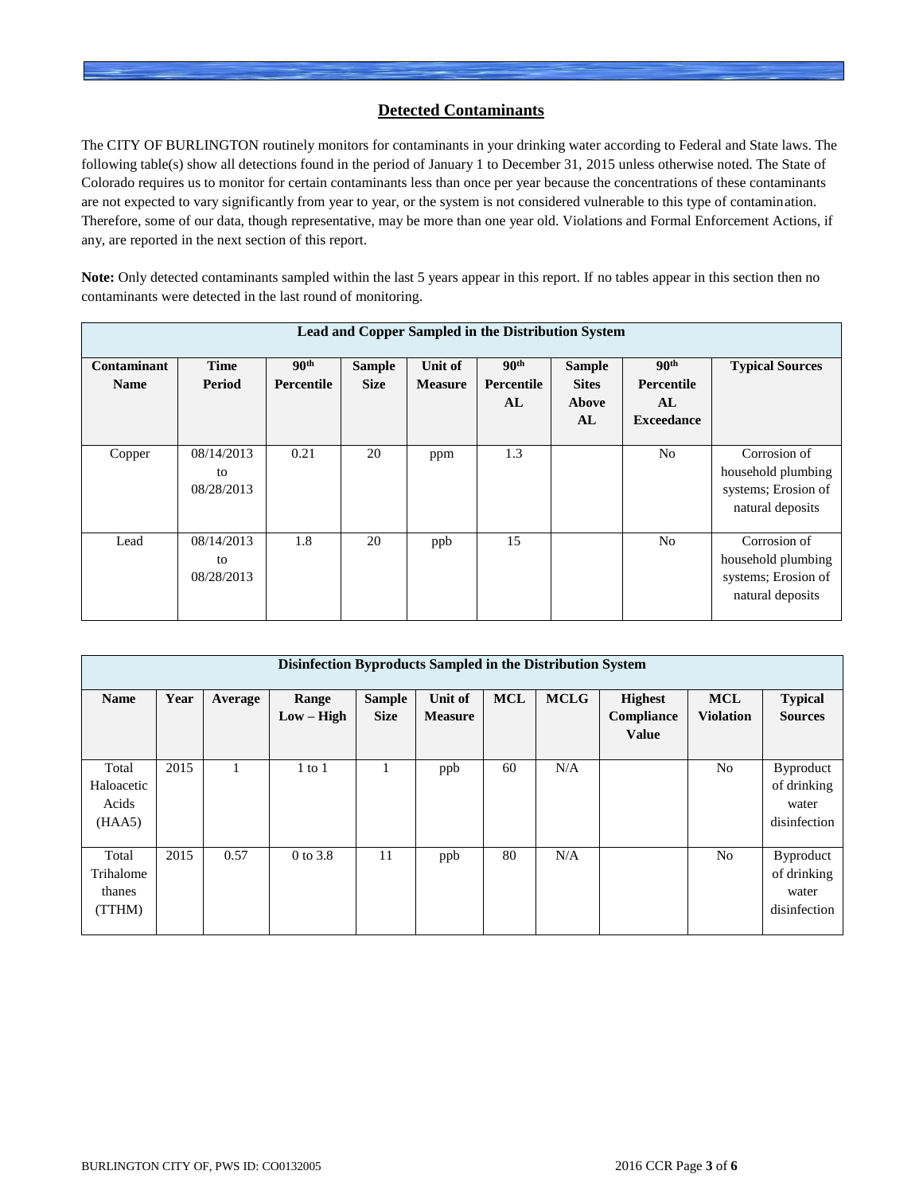## Detected Contaminants

The CITY OF BURLINGTON routinely monitors for contaminants in your drinking water according to Federal and State laws. The following table(s) show all detections found in the period of January 1 to December 31, 2015 unless otherwise noted. The State of Colorado requires us to monitor for certain contaminants less than once per year because the concentrations of these contaminants are not expected to vary significantly from year to year, or the system is not considered vulnerable to this type of contamination. Therefore, some of our data, though representative, may be more than one year old. Violations and Formal Enforcement Actions, if any, are reported in the next section of this report.

**Note:** Only detected contaminants sampled within the last 5 years appear in this report. If no tables appear in this section then no contaminants were detected in the last round of monitoring.

**Lead and Copper Sampled in the Distribution System**

| Contaminant Name | Time Period | 90th Percentile | Sample Size | Unit of Measure | 90th Percentile AL | Sample Sites Above AL | 90th Percentile AL Exceedance | Typical Sources |
|---|---|---|---|---|---|---|---|---|
| Copper | 08/14/2013 to 08/28/2013 | 0.21 | 20 | ppm | 1.3 | | No | Corrosion of household plumbing systems; Erosion of natural deposits |
| Lead | 08/14/2013 to 08/28/2013 | 1.8 | 20 | ppb | 15 | | No | Corrosion of household plumbing systems; Erosion of natural deposits |

**Disinfection Byproducts Sampled in the Distribution System**

| Name | Year | Average | Range Low – High | Sample Size | Unit of Measure | MCL | MCLG | Highest Compliance Value | MCL Violation | Typical Sources |
|---|---|---|---|---|---|---|---|---|---|---|
| Total Haloacetic Acids (HAA5) | 2015 | 1 | 1 to 1 | 1 | ppb | 60 | N/A | | No | Byproduct of drinking water disinfection |
| Total Trihalomethanes (TTHM) | 2015 | 0.57 | 0 to 3.8 | 11 | ppb | 80 | N/A | | No | Byproduct of drinking water disinfection |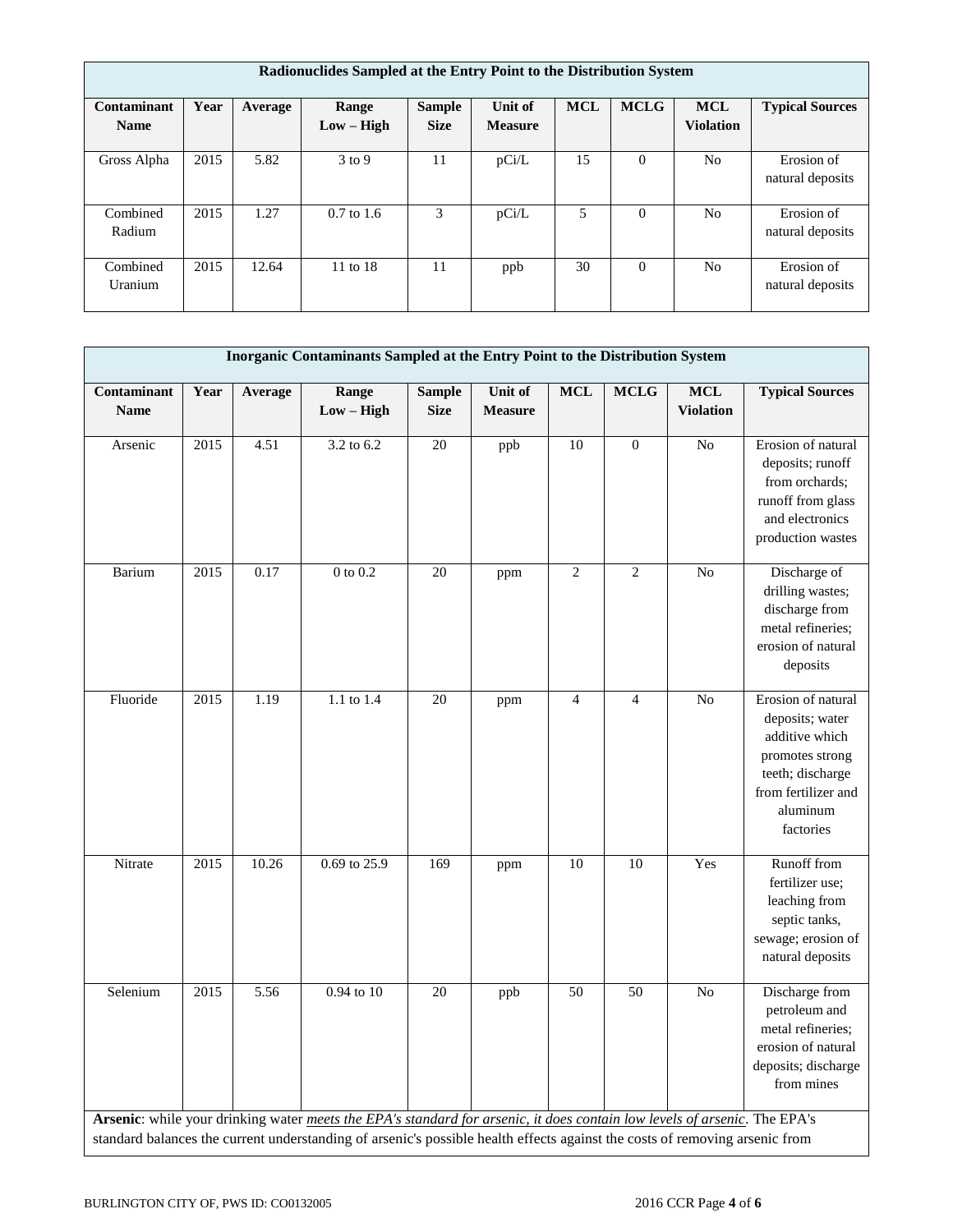| Radionuclides Sampled at the Entry Point to the Distribution System | | | | | | | | | |
|---|---|---|---|---|---|---|---|---|---|
| **Contaminant Name** | **Year** | **Average** | **Range Low – High** | **Sample Size** | **Unit of Measure** | **MCL** | **MCLG** | **MCL Violation** | **Typical Sources** |
| Gross Alpha | 2015 | 5.82 | 3 to 9 | 11 | pCi/L | 15 | 0 | No | Erosion of natural deposits |
| Combined Radium | 2015 | 1.27 | 0.7 to 1.6 | 3 | pCi/L | 5 | 0 | No | Erosion of natural deposits |
| Combined Uranium | 2015 | 12.64 | 11 to 18 | 11 | ppb | 30 | 0 | No | Erosion of natural deposits |

| Inorganic Contaminants Sampled at the Entry Point to the Distribution System | | | | | | | | | |
|---|---|---|---|---|---|---|---|---|---|
| **Contaminant Name** | **Year** | **Average** | **Range Low – High** | **Sample Size** | **Unit of Measure** | **MCL** | **MCLG** | **MCL Violation** | **Typical Sources** |
| Arsenic | 2015 | 4.51 | 3.2 to 6.2 | 20 | ppb | 10 | 0 | No | Erosion of natural deposits; runoff from orchards; runoff from glass and electronics production wastes |
| Barium | 2015 | 0.17 | 0 to 0.2 | 20 | ppm | 2 | 2 | No | Discharge of drilling wastes; discharge from metal refineries; erosion of natural deposits |
| Fluoride | 2015 | 1.19 | 1.1 to 1.4 | 20 | ppm | 4 | 4 | No | Erosion of natural deposits; water additive which promotes strong teeth; discharge from fertilizer and aluminum factories |
| Nitrate | 2015 | 10.26 | 0.69 to 25.9 | 169 | ppm | 10 | 10 | Yes | Runoff from fertilizer use; leaching from septic tanks, sewage; erosion of natural deposits |
| Selenium | 2015 | 5.56 | 0.94 to 10 | 20 | ppb | 50 | 50 | No | Discharge from petroleum and metal refineries; erosion of natural deposits; discharge from mines |

**Arsenic**: while your drinking water *meets the EPA's standard for arsenic, it does contain low levels of arsenic*. The EPA's standard balances the current understanding of arsenic's possible health effects against the costs of removing arsenic from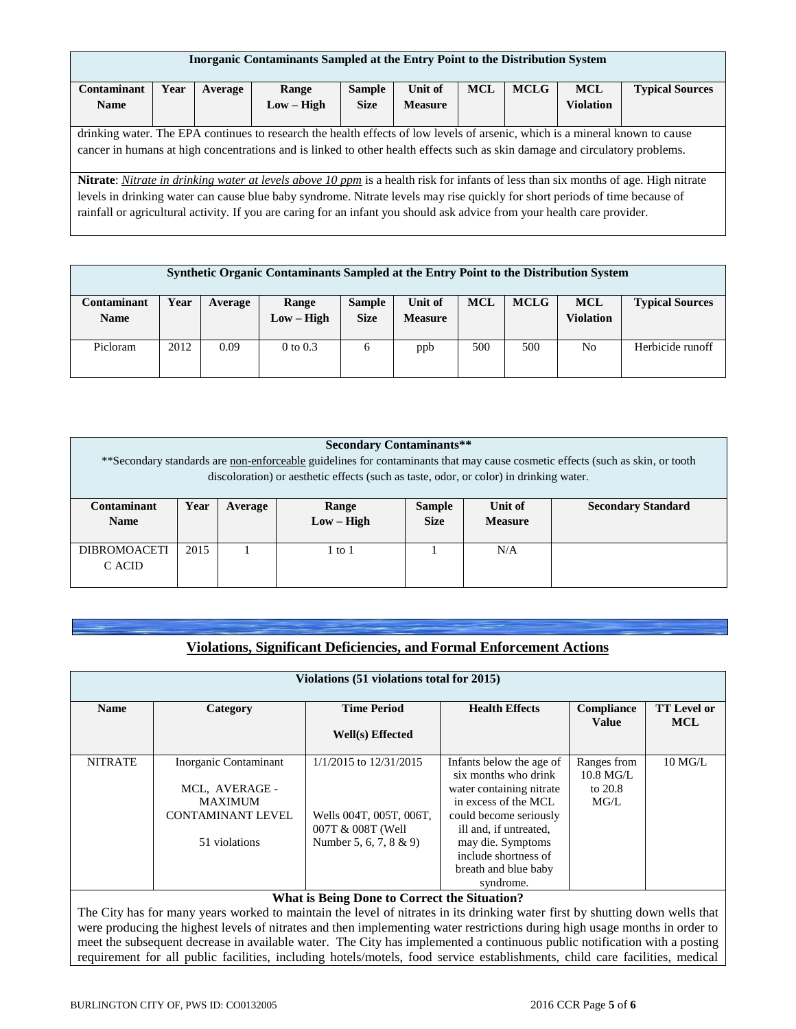| Inorganic Contaminants Sampled at the Entry Point to the Distribution System | | | | | | | | | |
|---|---|---|---|---|---|---|---|---|---|
| **Contaminant Name** | **Year** | **Average** | **Range Low – High** | **Sample Size** | **Unit of Measure** | **MCL** | **MCLG** | **MCL Violation** | **Typical Sources** |

drinking water. The EPA continues to research the health effects of low levels of arsenic, which is a mineral known to cause cancer in humans at high concentrations and is linked to other health effects such as skin damage and circulatory problems.

**Nitrate**: *Nitrate in drinking water at levels above 10 ppm* is a health risk for infants of less than six months of age. High nitrate levels in drinking water can cause blue baby syndrome. Nitrate levels may rise quickly for short periods of time because of rainfall or agricultural activity. If you are caring for an infant you should ask advice from your health care provider.

| Synthetic Organic Contaminants Sampled at the Entry Point to the Distribution System | | | | | | | | | |
|---|---|---|---|---|---|---|---|---|---|
| **Contaminant Name** | **Year** | **Average** | **Range Low – High** | **Sample Size** | **Unit of Measure** | **MCL** | **MCLG** | **MCL Violation** | **Typical Sources** |
| Picloram | 2012 | 0.09 | 0 to 0.3 | 6 | ppb | 500 | 500 | No | Herbicide runoff |

**Secondary Contaminants****

**Secondary standards are non-enforceable guidelines for contaminants that may cause cosmetic effects (such as skin, or tooth discoloration) or aesthetic effects (such as taste, odor, or color) in drinking water.

| Contaminant Name | Year | Average | Range Low – High | Sample Size | Unit of Measure | Secondary Standard |
|---|---|---|---|---|---|---|
| DIBROMOACETIC ACID | 2015 | 1 | 1 to 1 | 1 | N/A | |

## Violations, Significant Deficiencies, and Formal Enforcement Actions

| Violations (51 violations total for 2015) | | | | | |
|---|---|---|---|---|---|
| **Name** | **Category** | **Time Period / Well(s) Effected** | **Health Effects** | **Compliance Value** | **TT Level or MCL** |
| NITRATE | Inorganic Contaminant<br>MCL, AVERAGE - MAXIMUM CONTAMINANT LEVEL<br>51 violations | 1/1/2015 to 12/31/2015<br>Wells 004T, 005T, 006T, 007T & 008T (Well Number 5, 6, 7, 8 & 9) | Infants below the age of six months who drink water containing nitrate in excess of the MCL could become seriously ill and, if untreated, may die. Symptoms include shortness of breath and blue baby syndrome. | Ranges from 10.8 MG/L to 20.8 MG/L | 10 MG/L |

**What is Being Done to Correct the Situation?**

The City has for many years worked to maintain the level of nitrates in its drinking water first by shutting down wells that were producing the highest levels of nitrates and then implementing water restrictions during high usage months in order to meet the subsequent decrease in available water. The City has implemented a continuous public notification with a posting requirement for all public facilities, including hotels/motels, food service establishments, child care facilities, medical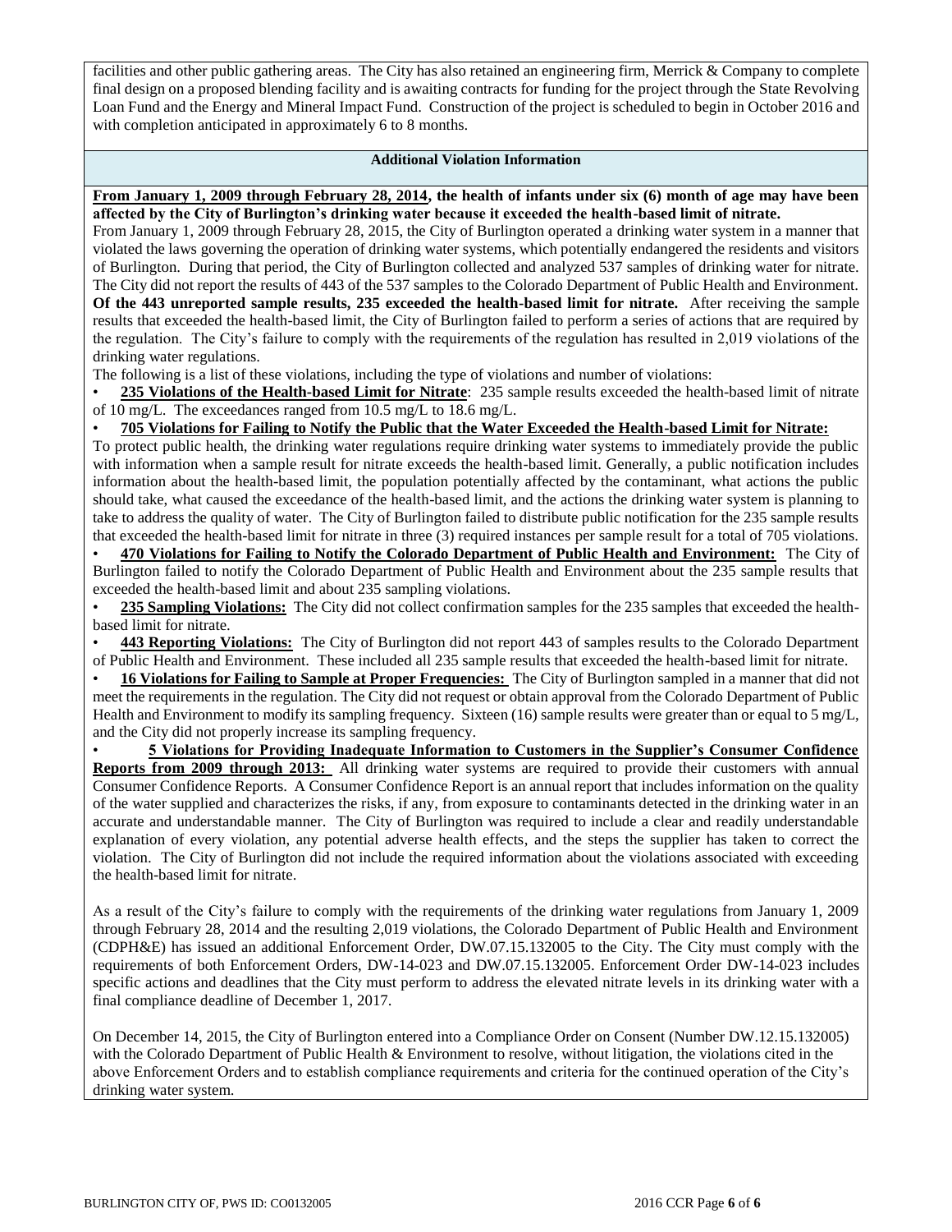facilities and other public gathering areas. The City has also retained an engineering firm, Merrick & Company to complete final design on a proposed blending facility and is awaiting contracts for funding for the project through the State Revolving Loan Fund and the Energy and Mineral Impact Fund. Construction of the project is scheduled to begin in October 2016 and with completion anticipated in approximately 6 to 8 months.

## Additional Violation Information

**From January 1, 2009 through February 28, 2014, the health of infants under six (6) month of age may have been affected by the City of Burlington's drinking water because it exceeded the health-based limit of nitrate.**

From January 1, 2009 through February 28, 2015, the City of Burlington operated a drinking water system in a manner that violated the laws governing the operation of drinking water systems, which potentially endangered the residents and visitors of Burlington. During that period, the City of Burlington collected and analyzed 537 samples of drinking water for nitrate. The City did not report the results of 443 of the 537 samples to the Colorado Department of Public Health and Environment. **Of the 443 unreported sample results, 235 exceeded the health-based limit for nitrate.** After receiving the sample results that exceeded the health-based limit, the City of Burlington failed to perform a series of actions that are required by the regulation. The City's failure to comply with the requirements of the regulation has resulted in 2,019 violations of the drinking water regulations.

The following is a list of these violations, including the type of violations and number of violations:

- **235 Violations of the Health-based Limit for Nitrate**: 235 sample results exceeded the health-based limit of nitrate of 10 mg/L. The exceedances ranged from 10.5 mg/L to 18.6 mg/L.
- **705 Violations for Failing to Notify the Public that the Water Exceeded the Health-based Limit for Nitrate:** To protect public health, the drinking water regulations require drinking water systems to immediately provide the public with information when a sample result for nitrate exceeds the health-based limit. Generally, a public notification includes information about the health-based limit, the population potentially affected by the contaminant, what actions the public should take, what caused the exceedance of the health-based limit, and the actions the drinking water system is planning to take to address the quality of water. The City of Burlington failed to distribute public notification for the 235 sample results that exceeded the health-based limit for nitrate in three (3) required instances per sample result for a total of 705 violations.
- **470 Violations for Failing to Notify the Colorado Department of Public Health and Environment:** The City of Burlington failed to notify the Colorado Department of Public Health and Environment about the 235 sample results that exceeded the health-based limit and about 235 sampling violations.
- **235 Sampling Violations:** The City did not collect confirmation samples for the 235 samples that exceeded the health-based limit for nitrate.
- **443 Reporting Violations:** The City of Burlington did not report 443 of samples results to the Colorado Department of Public Health and Environment. These included all 235 sample results that exceeded the health-based limit for nitrate.
- **16 Violations for Failing to Sample at Proper Frequencies:** The City of Burlington sampled in a manner that did not meet the requirements in the regulation. The City did not request or obtain approval from the Colorado Department of Public Health and Environment to modify its sampling frequency. Sixteen (16) sample results were greater than or equal to 5 mg/L, and the City did not properly increase its sampling frequency.
- **5 Violations for Providing Inadequate Information to Customers in the Supplier's Consumer Confidence Reports from 2009 through 2013:** All drinking water systems are required to provide their customers with annual Consumer Confidence Reports. A Consumer Confidence Report is an annual report that includes information on the quality of the water supplied and characterizes the risks, if any, from exposure to contaminants detected in the drinking water in an accurate and understandable manner. The City of Burlington was required to include a clear and readily understandable explanation of every violation, any potential adverse health effects, and the steps the supplier has taken to correct the violation. The City of Burlington did not include the required information about the violations associated with exceeding the health-based limit for nitrate.

As a result of the City's failure to comply with the requirements of the drinking water regulations from January 1, 2009 through February 28, 2014 and the resulting 2,019 violations, the Colorado Department of Public Health and Environment (CDPH&E) has issued an additional Enforcement Order, DW.07.15.132005 to the City. The City must comply with the requirements of both Enforcement Orders, DW-14-023 and DW.07.15.132005. Enforcement Order DW-14-023 includes specific actions and deadlines that the City must perform to address the elevated nitrate levels in its drinking water with a final compliance deadline of December 1, 2017.

On December 14, 2015, the City of Burlington entered into a Compliance Order on Consent (Number DW.12.15.132005) with the Colorado Department of Public Health & Environment to resolve, without litigation, the violations cited in the above Enforcement Orders and to establish compliance requirements and criteria for the continued operation of the City's drinking water system.